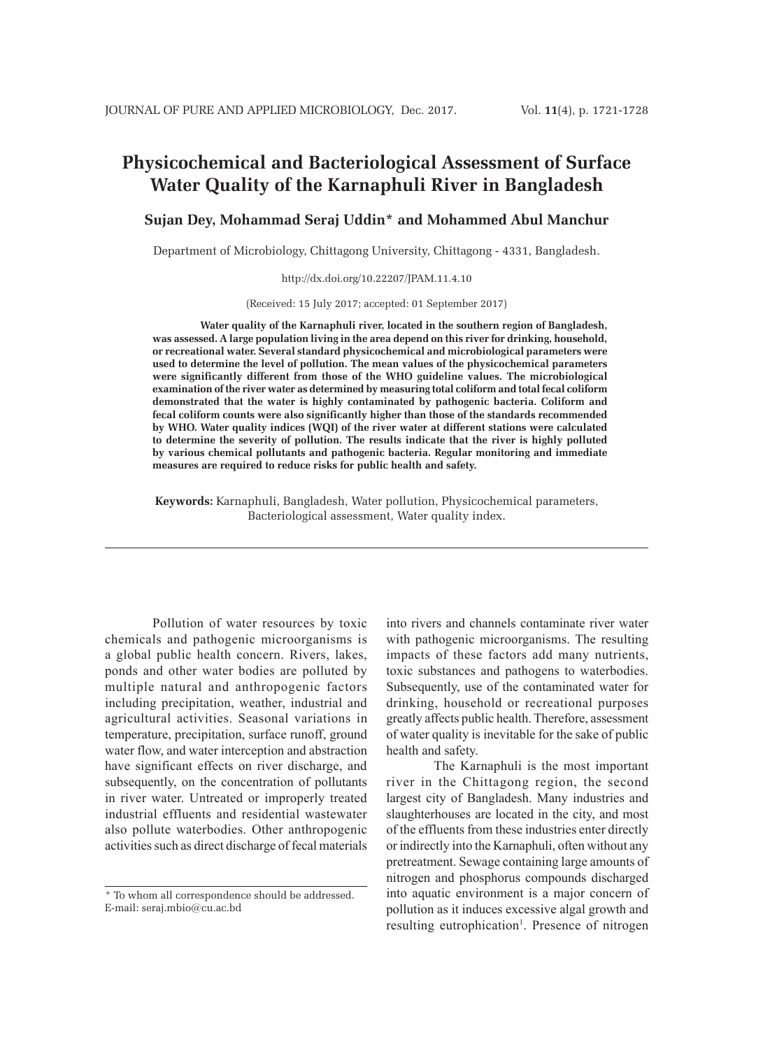# Physicochemical and Bacteriological Assessment of Surface Water Quality of the Karnaphuli River in Bangladesh

**Sujan Dey, Mohammad Seraj Uddin* and Mohammed Abul Manchur**

Department of Microbiology, Chittagong University, Chittagong - 4331, Bangladesh.

http://dx.doi.org/10.22207/JPAM.11.4.10

(Received: 15 July 2017; accepted: 01 September 2017)

**Water quality of the Karnaphuli river, located in the southern region of Bangladesh, was assessed. A large population living in the area depend on this river for drinking, household, or recreational water. Several standard physicochemical and microbiological parameters were used to determine the level of pollution. The mean values of the physicochemical parameters were significantly different from those of the WHO guideline values. The microbiological examination of the river water as determined by measuring total coliform and total fecal coliform demonstrated that the water is highly contaminated by pathogenic bacteria. Coliform and fecal coliform counts were also significantly higher than those of the standards recommended by WHO. Water quality indices (WQI) of the river water at different stations were calculated to determine the severity of pollution. The results indicate that the river is highly polluted by various chemical pollutants and pathogenic bacteria. Regular monitoring and immediate measures are required to reduce risks for public health and safety.**

**Keywords:** Karnaphuli, Bangladesh, Water pollution, Physicochemical parameters, Bacteriological assessment, Water quality index.

---

Pollution of water resources by toxic chemicals and pathogenic microorganisms is a global public health concern. Rivers, lakes, ponds and other water bodies are polluted by multiple natural and anthropogenic factors including precipitation, weather, industrial and agricultural activities. Seasonal variations in temperature, precipitation, surface runoff, ground water flow, and water interception and abstraction have significant effects on river discharge, and subsequently, on the concentration of pollutants in river water. Untreated or improperly treated industrial effluents and residential wastewater also pollute waterbodies. Other anthropogenic activities such as direct discharge of fecal materials into rivers and channels contaminate river water with pathogenic microorganisms. The resulting impacts of these factors add many nutrients, toxic substances and pathogens to waterbodies. Subsequently, use of the contaminated water for drinking, household or recreational purposes greatly affects public health. Therefore, assessment of water quality is inevitable for the sake of public health and safety.

The Karnaphuli is the most important river in the Chittagong region, the second largest city of Bangladesh. Many industries and slaughterhouses are located in the city, and most of the effluents from these industries enter directly or indirectly into the Karnaphuli, often without any pretreatment. Sewage containing large amounts of nitrogen and phosphorus compounds discharged into aquatic environment is a major concern of pollution as it induces excessive algal growth and resulting eutrophication[1]. Presence of nitrogen

---

* To whom all correspondence should be addressed.
E-mail: seraj.mbio@cu.ac.bd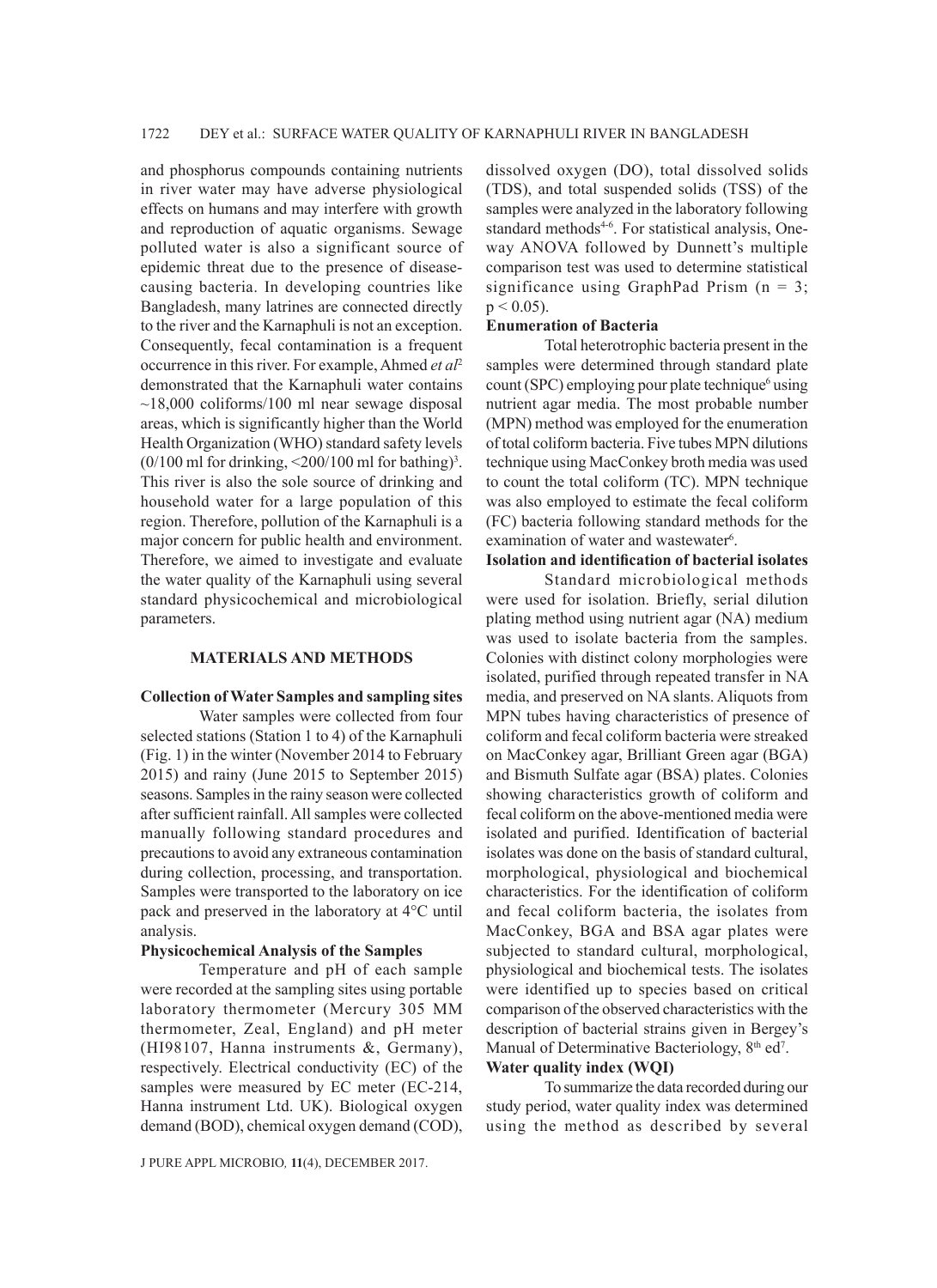and phosphorus compounds containing nutrients in river water may have adverse physiological effects on humans and may interfere with growth and reproduction of aquatic organisms. Sewage polluted water is also a significant source of epidemic threat due to the presence of disease-causing bacteria. In developing countries like Bangladesh, many latrines are connected directly to the river and the Karnaphuli is not an exception. Consequently, fecal contamination is a frequent occurrence in this river. For example, Ahmed *et al*[2] demonstrated that the Karnaphuli water contains ~18,000 coliforms/100 ml near sewage disposal areas, which is significantly higher than the World Health Organization (WHO) standard safety levels (0/100 ml for drinking, <200/100 ml for bathing)[3]. This river is also the sole source of drinking and household water for a large population of this region. Therefore, pollution of the Karnaphuli is a major concern for public health and environment. Therefore, we aimed to investigate and evaluate the water quality of the Karnaphuli using several standard physicochemical and microbiological parameters.

## MATERIALS AND METHODS

### Collection of Water Samples and sampling sites

Water samples were collected from four selected stations (Station 1 to 4) of the Karnaphuli (Fig. 1) in the winter (November 2014 to February 2015) and rainy (June 2015 to September 2015) seasons. Samples in the rainy season were collected after sufficient rainfall. All samples were collected manually following standard procedures and precautions to avoid any extraneous contamination during collection, processing, and transportation. Samples were transported to the laboratory on ice pack and preserved in the laboratory at 4°C until analysis.

### Physicochemical Analysis of the Samples

Temperature and pH of each sample were recorded at the sampling sites using portable laboratory thermometer (Mercury 305 MM thermometer, Zeal, England) and pH meter (HI98107, Hanna instruments &, Germany), respectively. Electrical conductivity (EC) of the samples were measured by EC meter (EC-214, Hanna instrument Ltd. UK). Biological oxygen demand (BOD), chemical oxygen demand (COD), dissolved oxygen (DO), total dissolved solids (TDS), and total suspended solids (TSS) of the samples were analyzed in the laboratory following standard methods[4-6]. For statistical analysis, One-way ANOVA followed by Dunnett's multiple comparison test was used to determine statistical significance using GraphPad Prism ($n = 3$; $p < 0.05$).

### Enumeration of Bacteria

Total heterotrophic bacteria present in the samples were determined through standard plate count (SPC) employing pour plate technique[6] using nutrient agar media. The most probable number (MPN) method was employed for the enumeration of total coliform bacteria. Five tubes MPN dilutions technique using MacConkey broth media was used to count the total coliform (TC). MPN technique was also employed to estimate the fecal coliform (FC) bacteria following standard methods for the examination of water and wastewater[6].

### Isolation and identification of bacterial isolates

Standard microbiological methods were used for isolation. Briefly, serial dilution plating method using nutrient agar (NA) medium was used to isolate bacteria from the samples. Colonies with distinct colony morphologies were isolated, purified through repeated transfer in NA media, and preserved on NA slants. Aliquots from MPN tubes having characteristics of presence of coliform and fecal coliform bacteria were streaked on MacConkey agar, Brilliant Green agar (BGA) and Bismuth Sulfate agar (BSA) plates. Colonies showing characteristics growth of coliform and fecal coliform on the above-mentioned media were isolated and purified. Identification of bacterial isolates was done on the basis of standard cultural, morphological, physiological and biochemical characteristics. For the identification of coliform and fecal coliform bacteria, the isolates from MacConkey, BGA and BSA agar plates were subjected to standard cultural, morphological, physiological and biochemical tests. The isolates were identified up to species based on critical comparison of the observed characteristics with the description of bacterial strains given in Bergey's Manual of Determinative Bacteriology, 8th ed[7].

### Water quality index (WQI)

To summarize the data recorded during our study period, water quality index was determined using the method as described by several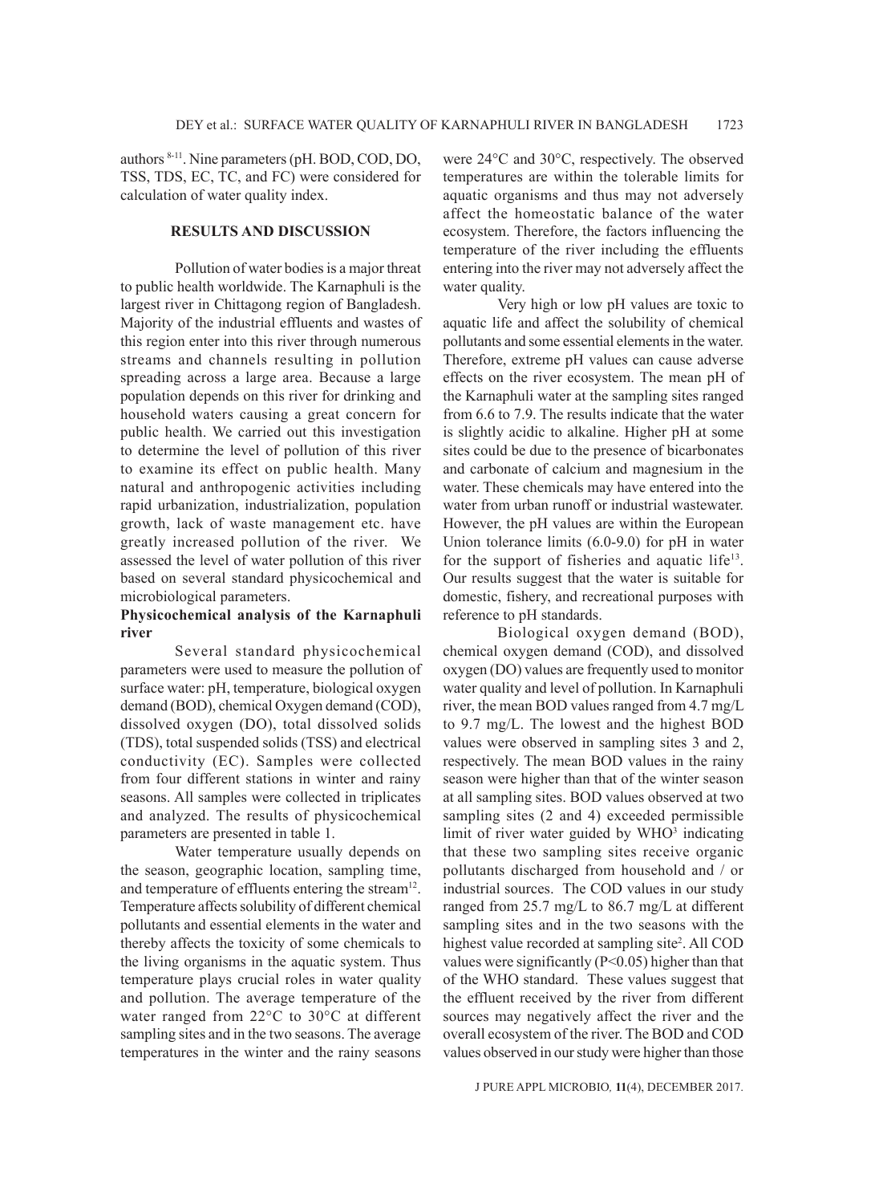authors [8-11]. Nine parameters (pH. BOD, COD, DO, TSS, TDS, EC, TC, and FC) were considered for calculation of water quality index.

## RESULTS AND DISCUSSION

Pollution of water bodies is a major threat to public health worldwide. The Karnaphuli is the largest river in Chittagong region of Bangladesh. Majority of the industrial effluents and wastes of this region enter into this river through numerous streams and channels resulting in pollution spreading across a large area. Because a large population depends on this river for drinking and household waters causing a great concern for public health. We carried out this investigation to determine the level of pollution of this river to examine its effect on public health. Many natural and anthropogenic activities including rapid urbanization, industrialization, population growth, lack of waste management etc. have greatly increased pollution of the river. We assessed the level of water pollution of this river based on several standard physicochemical and microbiological parameters.

### Physicochemical analysis of the Karnaphuli river

Several standard physicochemical parameters were used to measure the pollution of surface water: pH, temperature, biological oxygen demand (BOD), chemical Oxygen demand (COD), dissolved oxygen (DO), total dissolved solids (TDS), total suspended solids (TSS) and electrical conductivity (EC). Samples were collected from four different stations in winter and rainy seasons. All samples were collected in triplicates and analyzed. The results of physicochemical parameters are presented in table 1.

Water temperature usually depends on the season, geographic location, sampling time, and temperature of effluents entering the stream[12]. Temperature affects solubility of different chemical pollutants and essential elements in the water and thereby affects the toxicity of some chemicals to the living organisms in the aquatic system. Thus temperature plays crucial roles in water quality and pollution. The average temperature of the water ranged from 22°C to 30°C at different sampling sites and in the two seasons. The average temperatures in the winter and the rainy seasons were 24°C and 30°C, respectively. The observed temperatures are within the tolerable limits for aquatic organisms and thus may not adversely affect the homeostatic balance of the water ecosystem. Therefore, the factors influencing the temperature of the river including the effluents entering into the river may not adversely affect the water quality.

Very high or low pH values are toxic to aquatic life and affect the solubility of chemical pollutants and some essential elements in the water. Therefore, extreme pH values can cause adverse effects on the river ecosystem. The mean pH of the Karnaphuli water at the sampling sites ranged from 6.6 to 7.9. The results indicate that the water is slightly acidic to alkaline. Higher pH at some sites could be due to the presence of bicarbonates and carbonate of calcium and magnesium in the water. These chemicals may have entered into the water from urban runoff or industrial wastewater. However, the pH values are within the European Union tolerance limits (6.0-9.0) for pH in water for the support of fisheries and aquatic life[13]. Our results suggest that the water is suitable for domestic, fishery, and recreational purposes with reference to pH standards.

Biological oxygen demand (BOD), chemical oxygen demand (COD), and dissolved oxygen (DO) values are frequently used to monitor water quality and level of pollution. In Karnaphuli river, the mean BOD values ranged from 4.7 mg/L to 9.7 mg/L. The lowest and the highest BOD values were observed in sampling sites 3 and 2, respectively. The mean BOD values in the rainy season were higher than that of the winter season at all sampling sites. BOD values observed at two sampling sites (2 and 4) exceeded permissible limit of river water guided by WHO[3] indicating that these two sampling sites receive organic pollutants discharged from household and / or industrial sources. The COD values in our study ranged from 25.7 mg/L to 86.7 mg/L at different sampling sites and in the two seasons with the highest value recorded at sampling site[2]. All COD values were significantly ($P<0.05$) higher than that of the WHO standard. These values suggest that the effluent received by the river from different sources may negatively affect the river and the overall ecosystem of the river. The BOD and COD values observed in our study were higher than those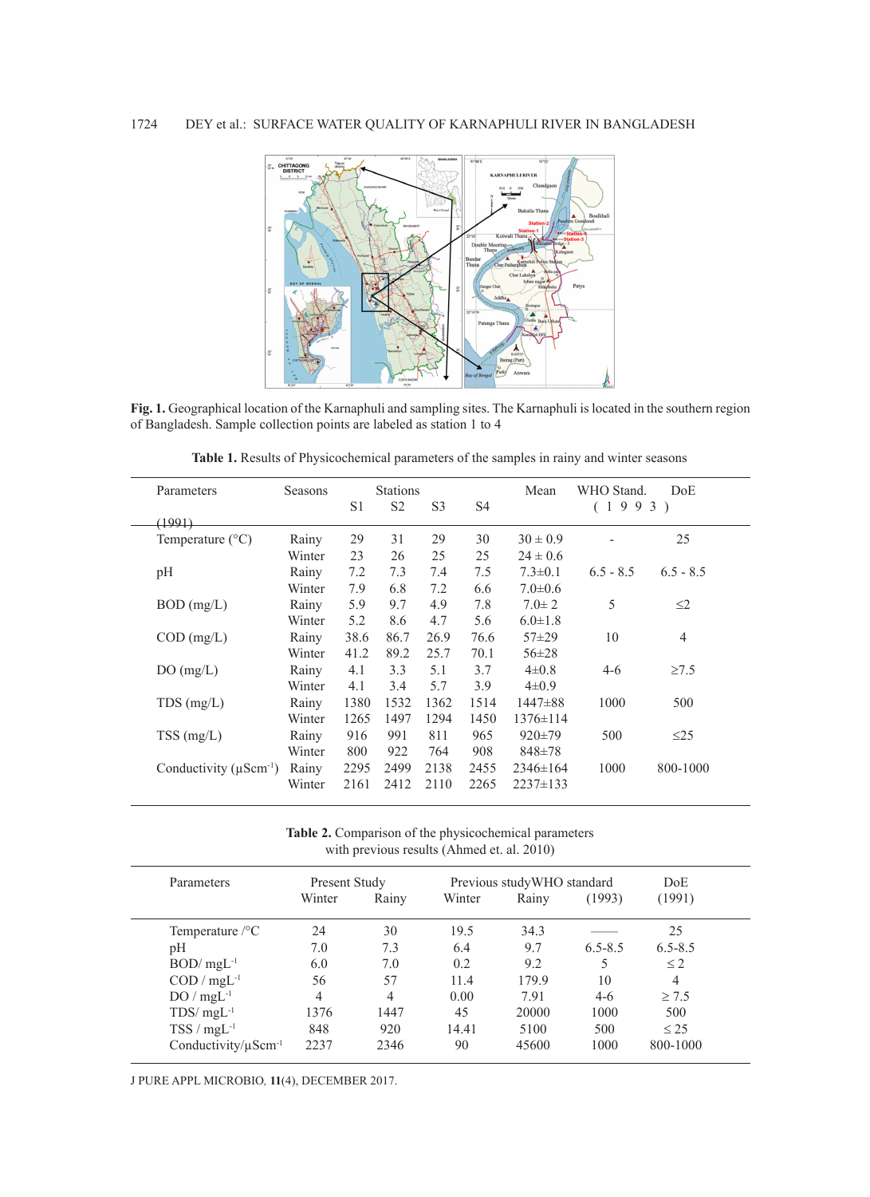**Fig. 1.** Geographical location of the Karnaphuli and sampling sites. The Karnaphuli is located in the southern region of Bangladesh. Sample collection points are labeled as station 1 to 4

**Table 1.** Results of Physicochemical parameters of the samples in rainy and winter seasons

| Parameters | Seasons | S1 | S2 | S3 | S4 | Mean | WHO Stand. (1993) | DoE (1991) |
|---|---|---|---|---|---|---|---|---|
| Temperature (°C) | Rainy | 29 | 31 | 29 | 30 | 30 ± 0.9 | - | 25 |
| | Winter | 23 | 26 | 25 | 25 | 24 ± 0.6 | | |
| pH | Rainy | 7.2 | 7.3 | 7.4 | 7.5 | 7.3±0.1 | 6.5 - 8.5 | 6.5 - 8.5 |
| | Winter | 7.9 | 6.8 | 7.2 | 6.6 | 7.0±0.6 | | |
| BOD (mg/L) | Rainy | 5.9 | 9.7 | 4.9 | 7.8 | 7.0± 2 | 5 | ≤2 |
| | Winter | 5.2 | 8.6 | 4.7 | 5.6 | 6.0±1.8 | | |
| COD (mg/L) | Rainy | 38.6 | 86.7 | 26.9 | 76.6 | 57±29 | 10 | 4 |
| | Winter | 41.2 | 89.2 | 25.7 | 70.1 | 56±28 | | |
| DO (mg/L) | Rainy | 4.1 | 3.3 | 5.1 | 3.7 | 4±0.8 | 4-6 | ≥7.5 |
| | Winter | 4.1 | 3.4 | 5.7 | 3.9 | 4±0.9 | | |
| TDS (mg/L) | Rainy | 1380 | 1532 | 1362 | 1514 | 1447±88 | 1000 | 500 |
| | Winter | 1265 | 1497 | 1294 | 1450 | 1376±114 | | |
| TSS (mg/L) | Rainy | 916 | 991 | 811 | 965 | 920±79 | 500 | ≤25 |
| | Winter | 800 | 922 | 764 | 908 | 848±78 | | |
| Conductivity (μScm$^{-1}$) | Rainy | 2295 | 2499 | 2138 | 2455 | 2346±164 | 1000 | 800-1000 |
| | Winter | 2161 | 2412 | 2110 | 2265 | 2237±133 | | |

**Table 2.** Comparison of the physicochemical parameters with previous results (Ahmed et. al. 2010)

| Parameters | Present Study Winter | Present Study Rainy | Previous study Winter | Previous study Rainy | WHO standard (1993) | DoE (1991) |
|---|---|---|---|---|---|---|
| Temperature /°C | 24 | 30 | 19.5 | 34.3 | —— | 25 |
| pH | 7.0 | 7.3 | 6.4 | 9.7 | 6.5-8.5 | 6.5-8.5 |
| BOD/ mgL$^{-1}$ | 6.0 | 7.0 | 0.2 | 9.2 | 5 | ≤ 2 |
| COD / mgL$^{-1}$ | 56 | 57 | 11.4 | 179.9 | 10 | 4 |
| DO / mgL$^{-1}$ | 4 | 4 | 0.00 | 7.91 | 4-6 | ≥ 7.5 |
| TDS/ mgL$^{-1}$ | 1376 | 1447 | 45 | 20000 | 1000 | 500 |
| TSS / mgL$^{-1}$ | 848 | 920 | 14.41 | 5100 | 500 | ≤ 25 |
| Conductivity/μScm$^{-1}$ | 2237 | 2346 | 90 | 45600 | 1000 | 800-1000 |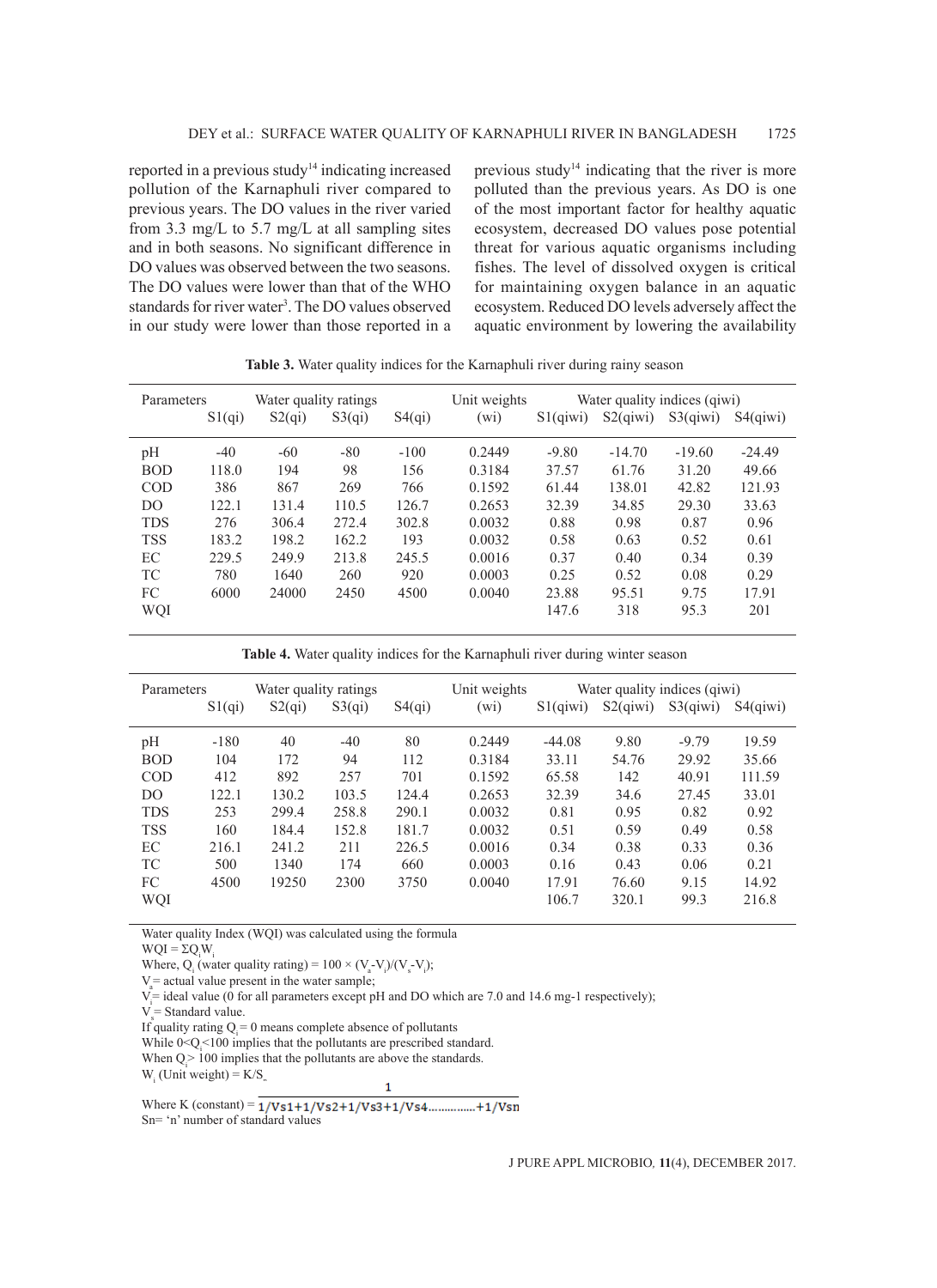reported in a previous study[14] indicating increased pollution of the Karnaphuli river compared to previous years. The DO values in the river varied from 3.3 mg/L to 5.7 mg/L at all sampling sites and in both seasons. No significant difference in DO values was observed between the two seasons. The DO values were lower than that of the WHO standards for river water[3]. The DO values observed in our study were lower than those reported in a previous study[14] indicating that the river is more polluted than the previous years. As DO is one of the most important factor for healthy aquatic ecosystem, decreased DO values pose potential threat for various aquatic organisms including fishes. The level of dissolved oxygen is critical for maintaining oxygen balance in an aquatic ecosystem. Reduced DO levels adversely affect the aquatic environment by lowering the availability

**Table 3.** Water quality indices for the Karnaphuli river during rainy season

| Parameters | Water quality ratings | | | | Unit weights | Water quality indices (qiwi) | | | |
|---|---|---|---|---|---|---|---|---|---|
| | S1(qi) | S2(qi) | S3(qi) | S4(qi) | (wi) | S1(qiwi) | S2(qiwi) | S3(qiwi) | S4(qiwi) |
| pH | -40 | -60 | -80 | -100 | 0.2449 | -9.80 | -14.70 | -19.60 | -24.49 |
| BOD | 118.0 | 194 | 98 | 156 | 0.3184 | 37.57 | 61.76 | 31.20 | 49.66 |
| COD | 386 | 867 | 269 | 766 | 0.1592 | 61.44 | 138.01 | 42.82 | 121.93 |
| DO | 122.1 | 131.4 | 110.5 | 126.7 | 0.2653 | 32.39 | 34.85 | 29.30 | 33.63 |
| TDS | 276 | 306.4 | 272.4 | 302.8 | 0.0032 | 0.88 | 0.98 | 0.87 | 0.96 |
| TSS | 183.2 | 198.2 | 162.2 | 193 | 0.0032 | 0.58 | 0.63 | 0.52 | 0.61 |
| EC | 229.5 | 249.9 | 213.8 | 245.5 | 0.0016 | 0.37 | 0.40 | 0.34 | 0.39 |
| TC | 780 | 1640 | 260 | 920 | 0.0003 | 0.25 | 0.52 | 0.08 | 0.29 |
| FC | 6000 | 24000 | 2450 | 4500 | 0.0040 | 23.88 | 95.51 | 9.75 | 17.91 |
| WQI | | | | | | 147.6 | 318 | 95.3 | 201 |

**Table 4.** Water quality indices for the Karnaphuli river during winter season

| Parameters | Water quality ratings | | | | Unit weights | Water quality indices (qiwi) | | | |
|---|---|---|---|---|---|---|---|---|---|
| | S1(qi) | S2(qi) | S3(qi) | S4(qi) | (wi) | S1(qiwi) | S2(qiwi) | S3(qiwi) | S4(qiwi) |
| pH | -180 | 40 | -40 | 80 | 0.2449 | -44.08 | 9.80 | -9.79 | 19.59 |
| BOD | 104 | 172 | 94 | 112 | 0.3184 | 33.11 | 54.76 | 29.92 | 35.66 |
| COD | 412 | 892 | 257 | 701 | 0.1592 | 65.58 | 142 | 40.91 | 111.59 |
| DO | 122.1 | 130.2 | 103.5 | 124.4 | 0.2653 | 32.39 | 34.6 | 27.45 | 33.01 |
| TDS | 253 | 299.4 | 258.8 | 290.1 | 0.0032 | 0.81 | 0.95 | 0.82 | 0.92 |
| TSS | 160 | 184.4 | 152.8 | 181.7 | 0.0032 | 0.51 | 0.59 | 0.49 | 0.58 |
| EC | 216.1 | 241.2 | 211 | 226.5 | 0.0016 | 0.34 | 0.38 | 0.33 | 0.36 |
| TC | 500 | 1340 | 174 | 660 | 0.0003 | 0.16 | 0.43 | 0.06 | 0.21 |
| FC | 4500 | 19250 | 2300 | 3750 | 0.0040 | 17.91 | 76.60 | 9.15 | 14.92 |
| WQI | | | | | | 106.7 | 320.1 | 99.3 | 216.8 |

Water quality Index (WQI) was calculated using the formula

$WQI = \Sigma Q_i W_i$

Where, $Q_i$ (water quality rating) = $100 \times (V_a - V_i)/(V_s - V_i)$;

$V_a$= actual value present in the water sample;

$V_i$= ideal value (0 for all parameters except pH and DO which are 7.0 and 14.6 mg-1 respectively);

$V_s$= Standard value.

If quality rating $Q_i$ = 0 means complete absence of pollutants

While $0<Q_i<100$ implies that the pollutants are prescribed standard.

When $Q_i > 100$ implies that the pollutants are above the standards.

$W_i$ (Unit weight) = $K/S_n$

Where K (constant) = $\dfrac{1}{1/Vs1+1/Vs2+1/Vs3+1/Vs4\ldots\ldots+1/Vsn}$

Sn= 'n' number of standard values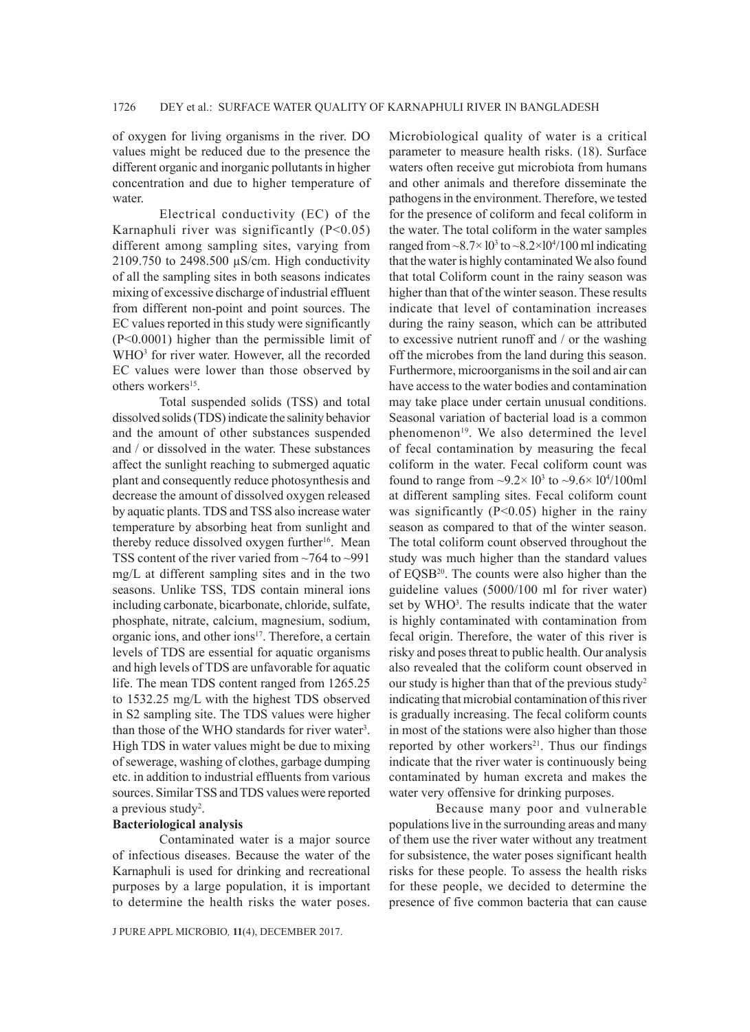of oxygen for living organisms in the river. DO values might be reduced due to the presence the different organic and inorganic pollutants in higher concentration and due to higher temperature of water.

Electrical conductivity (EC) of the Karnaphuli river was significantly ($P<0.05$) different among sampling sites, varying from 2109.750 to 2498.500 µS/cm. High conductivity of all the sampling sites in both seasons indicates mixing of excessive discharge of industrial effluent from different non-point and point sources. The EC values reported in this study were significantly ($P<0.0001$) higher than the permissible limit of WHO[3] for river water. However, all the recorded EC values were lower than those observed by others workers[15].

Total suspended solids (TSS) and total dissolved solids (TDS) indicate the salinity behavior and the amount of other substances suspended and / or dissolved in the water. These substances affect the sunlight reaching to submerged aquatic plant and consequently reduce photosynthesis and decrease the amount of dissolved oxygen released by aquatic plants. TDS and TSS also increase water temperature by absorbing heat from sunlight and thereby reduce dissolved oxygen further[16]. Mean TSS content of the river varied from ~764 to ~991 mg/L at different sampling sites and in the two seasons. Unlike TSS, TDS contain mineral ions including carbonate, bicarbonate, chloride, sulfate, phosphate, nitrate, calcium, magnesium, sodium, organic ions, and other ions[17]. Therefore, a certain levels of TDS are essential for aquatic organisms and high levels of TDS are unfavorable for aquatic life. The mean TDS content ranged from 1265.25 to 1532.25 mg/L with the highest TDS observed in S2 sampling site. The TDS values were higher than those of the WHO standards for river water[3]. High TDS in water values might be due to mixing of sewerage, washing of clothes, garbage dumping etc. in addition to industrial effluents from various sources. Similar TSS and TDS values were reported a previous study[2].

**Bacteriological analysis**

Contaminated water is a major source of infectious diseases. Because the water of the Karnaphuli is used for drinking and recreational purposes by a large population, it is important to determine the health risks the water poses. Microbiological quality of water is a critical parameter to measure health risks. (18). Surface waters often receive gut microbiota from humans and other animals and therefore disseminate the pathogens in the environment. Therefore, we tested for the presence of coliform and fecal coliform in the water. The total coliform in the water samples ranged from $\sim 8.7\times 10^{3}$ to $\sim 8.2\times 10^{4}$/100 ml indicating that the water is highly contaminated We also found that total Coliform count in the rainy season was higher than that of the winter season. These results indicate that level of contamination increases during the rainy season, which can be attributed to excessive nutrient runoff and / or the washing off the microbes from the land during this season. Furthermore, microorganisms in the soil and air can have access to the water bodies and contamination may take place under certain unusual conditions. Seasonal variation of bacterial load is a common phenomenon[19]. We also determined the level of fecal contamination by measuring the fecal coliform in the water. Fecal coliform count was found to range from $\sim 9.2\times 10^{3}$ to $\sim 9.6\times 10^{4}$/100ml at different sampling sites. Fecal coliform count was significantly ($P<0.05$) higher in the rainy season as compared to that of the winter season. The total coliform count observed throughout the study was much higher than the standard values of EQSB[20]. The counts were also higher than the guideline values (5000/100 ml for river water) set by WHO[3]. The results indicate that the water is highly contaminated with contamination from fecal origin. Therefore, the water of this river is risky and poses threat to public health. Our analysis also revealed that the coliform count observed in our study is higher than that of the previous study[2] indicating that microbial contamination of this river is gradually increasing. The fecal coliform counts in most of the stations were also higher than those reported by other workers[21]. Thus our findings indicate that the river water is continuously being contaminated by human excreta and makes the water very offensive for drinking purposes.

Because many poor and vulnerable populations live in the surrounding areas and many of them use the river water without any treatment for subsistence, the water poses significant health risks for these people. To assess the health risks for these people, we decided to determine the presence of five common bacteria that can cause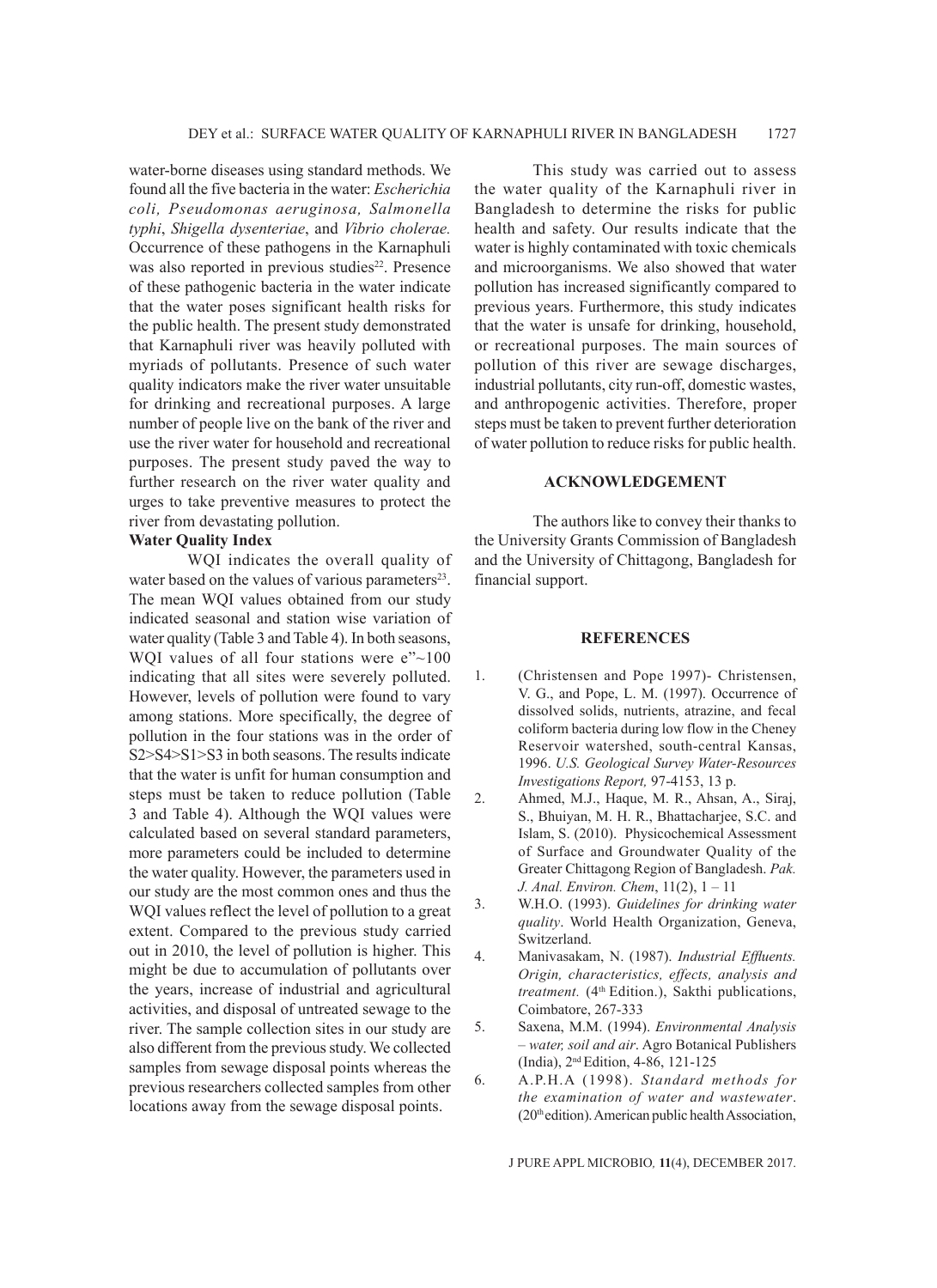water-borne diseases using standard methods. We found all the five bacteria in the water: *Escherichia coli, Pseudomonas aeruginosa, Salmonella typhi*, *Shigella dysenteriae*, and *Vibrio cholerae.* Occurrence of these pathogens in the Karnaphuli was also reported in previous studies[22]. Presence of these pathogenic bacteria in the water indicate that the water poses significant health risks for the public health. The present study demonstrated that Karnaphuli river was heavily polluted with myriads of pollutants. Presence of such water quality indicators make the river water unsuitable for drinking and recreational purposes. A large number of people live on the bank of the river and use the river water for household and recreational purposes. The present study paved the way to further research on the river water quality and urges to take preventive measures to protect the river from devastating pollution.

**Water Quality Index**

WQI indicates the overall quality of water based on the values of various parameters[23]. The mean WQI values obtained from our study indicated seasonal and station wise variation of water quality (Table 3 and Table 4). In both seasons, WQI values of all four stations were e"~100 indicating that all sites were severely polluted. However, levels of pollution were found to vary among stations. More specifically, the degree of pollution in the four stations was in the order of S2>S4>S1>S3 in both seasons. The results indicate that the water is unfit for human consumption and steps must be taken to reduce pollution (Table 3 and Table 4). Although the WQI values were calculated based on several standard parameters, more parameters could be included to determine the water quality. However, the parameters used in our study are the most common ones and thus the WQI values reflect the level of pollution to a great extent. Compared to the previous study carried out in 2010, the level of pollution is higher. This might be due to accumulation of pollutants over the years, increase of industrial and agricultural activities, and disposal of untreated sewage to the river. The sample collection sites in our study are also different from the previous study. We collected samples from sewage disposal points whereas the previous researchers collected samples from other locations away from the sewage disposal points.

This study was carried out to assess the water quality of the Karnaphuli river in Bangladesh to determine the risks for public health and safety. Our results indicate that the water is highly contaminated with toxic chemicals and microorganisms. We also showed that water pollution has increased significantly compared to previous years. Furthermore, this study indicates that the water is unsafe for drinking, household, or recreational purposes. The main sources of pollution of this river are sewage discharges, industrial pollutants, city run-off, domestic wastes, and anthropogenic activities. Therefore, proper steps must be taken to prevent further deterioration of water pollution to reduce risks for public health.

## ACKNOWLEDGEMENT

The authors like to convey their thanks to the University Grants Commission of Bangladesh and the University of Chittagong, Bangladesh for financial support.

## REFERENCES

1. (Christensen and Pope 1997)- Christensen, V. G., and Pope, L. M. (1997). Occurrence of dissolved solids, nutrients, atrazine, and fecal coliform bacteria during low flow in the Cheney Reservoir watershed, south-central Kansas, 1996. *U.S. Geological Survey Water-Resources Investigations Report,* 97-4153, 13 p.
2. Ahmed, M.J., Haque, M. R., Ahsan, A., Siraj, S., Bhuiyan, M. H. R., Bhattacharjee, S.C. and Islam, S. (2010). Physicochemical Assessment of Surface and Groundwater Quality of the Greater Chittagong Region of Bangladesh. *Pak. J. Anal. Environ. Chem*, 11(2), 1 – 11
3. W.H.O. (1993). *Guidelines for drinking water quality*. World Health Organization, Geneva, Switzerland.
4. Manivasakam, N. (1987). *Industrial Effluents. Origin, characteristics, effects, analysis and treatment.* (4th Edition.), Sakthi publications, Coimbatore, 267-333
5. Saxena, M.M. (1994). *Environmental Analysis – water, soil and air*. Agro Botanical Publishers (India), 2nd Edition, 4-86, 121-125
6. A.P.H.A (1998). *Standard methods for the examination of water and wastewater*. (20th edition). American public health Association,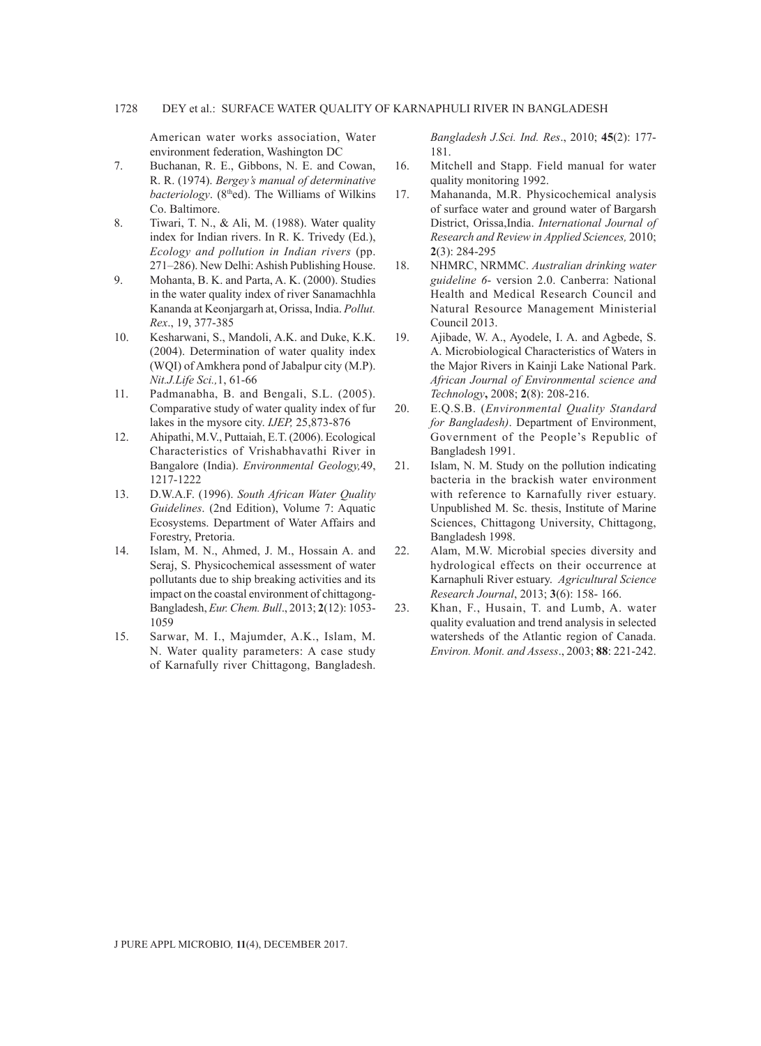American water works association, Water environment federation, Washington DC

7. Buchanan, R. E., Gibbons, N. E. and Cowan, R. R. (1974). *Bergey's manual of determinative bacteriology*. (8th ed). The Williams of Wilkins Co. Baltimore.
8. Tiwari, T. N., & Ali, M. (1988). Water quality index for Indian rivers. In R. K. Trivedy (Ed.), *Ecology and pollution in Indian rivers* (pp. 271–286). New Delhi: Ashish Publishing House.
9. Mohanta, B. K. and Parta, A. K. (2000). Studies in the water quality index of river Sanamachhla Kananda at Keonjargarh at, Orissa, India. *Pollut. Rex*., 19, 377-385
10. Kesharwani, S., Mandoli, A.K. and Duke, K.K. (2004). Determination of water quality index (WQI) of Amkhera pond of Jabalpur city (M.P). *Nit.J.Life Sci.,*1, 61-66
11. Padmanabha, B. and Bengali, S.L. (2005). Comparative study of water quality index of fur lakes in the mysore city. *IJEP,* 25,873-876
12. Ahipathi, M.V., Puttaiah, E.T. (2006). Ecological Characteristics of Vrishabhavathi River in Bangalore (India). *Environmental Geology,*49, 1217-1222
13. D.W.A.F. (1996). *South African Water Quality Guidelines*. (2nd Edition), Volume 7: Aquatic Ecosystems. Department of Water Affairs and Forestry, Pretoria.
14. Islam, M. N., Ahmed, J. M., Hossain A. and Seraj, S. Physicochemical assessment of water pollutants due to ship breaking activities and its impact on the coastal environment of chittagong-Bangladesh, *Eur. Chem. Bull*., 2013; **2**(12): 1053-1059
15. Sarwar, M. I., Majumder, A.K., Islam, M. N. Water quality parameters: A case study of Karnafully river Chittagong, Bangladesh. *Bangladesh J.Sci. Ind. Res*., 2010; **45**(2): 177-181.
16. Mitchell and Stapp. Field manual for water quality monitoring 1992.
17. Mahananda, M.R. Physicochemical analysis of surface water and ground water of Bargarsh District, Orissa,India. *International Journal of Research and Review in Applied Sciences,* 2010; **2**(3): 284-295
18. NHMRC, NRMMC. *Australian drinking water guideline 6*- version 2.0. Canberra: National Health and Medical Research Council and Natural Resource Management Ministerial Council 2013.
19. Ajibade, W. A., Ayodele, I. A. and Agbede, S. A. Microbiological Characteristics of Waters in the Major Rivers in Kainji Lake National Park. *African Journal of Environmental science and Technology***,** 2008; **2**(8): 208-216.
20. E.Q.S.B. (*Environmental Quality Standard for Bangladesh)*. Department of Environment, Government of the People's Republic of Bangladesh 1991.
21. Islam, N. M. Study on the pollution indicating bacteria in the brackish water environment with reference to Karnafully river estuary. Unpublished M. Sc. thesis, Institute of Marine Sciences, Chittagong University, Chittagong, Bangladesh 1998.
22. Alam, M.W. Microbial species diversity and hydrological effects on their occurrence at Karnaphuli River estuary. *Agricultural Science Research Journal*, 2013; **3**(6): 158- 166.
23. Khan, F., Husain, T. and Lumb, A. water quality evaluation and trend analysis in selected watersheds of the Atlantic region of Canada. *Environ. Monit. and Assess*., 2003; **88**: 221-242.